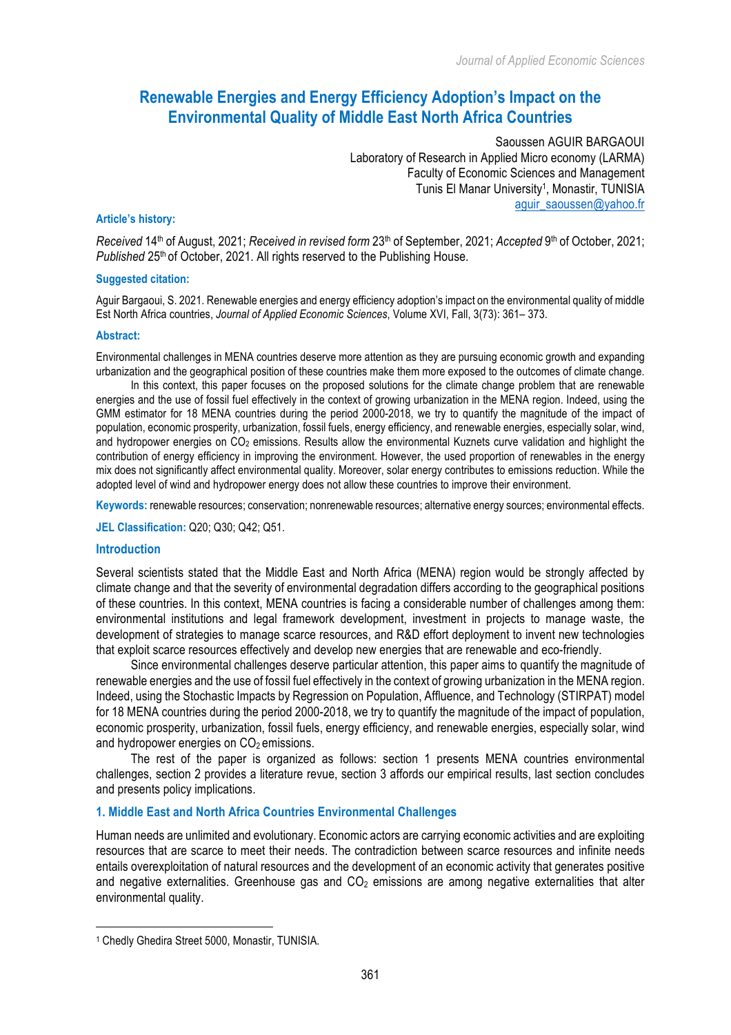# Renewable Energies and Energy Efficiency Adoption's Impact on the Environmental Quality of Middle East North Africa Countries

Saoussen AGUIR BARGAOUI
Laboratory of Research in Applied Micro economy (LARMA)
Faculty of Economic Sciences and Management
Tunis El Manar University[1], Monastir, TUNISIA
aguir_saoussen@yahoo.fr

**Article's history:**

*Received* 14th of August, 2021; *Received in revised form* 23th of September, 2021; *Accepted* 9th of October, 2021; *Published* 25th of October, 2021. All rights reserved to the Publishing House.

**Suggested citation:**

Aguir Bargaoui, S. 2021. Renewable energies and energy efficiency adoption's impact on the environmental quality of middle Est North Africa countries, *Journal of Applied Economic Sciences*, Volume XVI, Fall, 3(73): 361– 373.

**Abstract:**

Environmental challenges in MENA countries deserve more attention as they are pursuing economic growth and expanding urbanization and the geographical position of these countries make them more exposed to the outcomes of climate change.

In this context, this paper focuses on the proposed solutions for the climate change problem that are renewable energies and the use of fossil fuel effectively in the context of growing urbanization in the MENA region. Indeed, using the GMM estimator for 18 MENA countries during the period 2000-2018, we try to quantify the magnitude of the impact of population, economic prosperity, urbanization, fossil fuels, energy efficiency, and renewable energies, especially solar, wind, and hydropower energies on $CO_2$ emissions. Results allow the environmental Kuznets curve validation and highlight the contribution of energy efficiency in improving the environment. However, the used proportion of renewables in the energy mix does not significantly affect environmental quality. Moreover, solar energy contributes to emissions reduction. While the adopted level of wind and hydropower energy does not allow these countries to improve their environment.

**Keywords:** renewable resources; conservation; nonrenewable resources; alternative energy sources; environmental effects.

**JEL Classification:** Q20; Q30; Q42; Q51.

## Introduction

Several scientists stated that the Middle East and North Africa (MENA) region would be strongly affected by climate change and that the severity of environmental degradation differs according to the geographical positions of these countries. In this context, MENA countries is facing a considerable number of challenges among them: environmental institutions and legal framework development, investment in projects to manage waste, the development of strategies to manage scarce resources, and R&D effort deployment to invent new technologies that exploit scarce resources effectively and develop new energies that are renewable and eco-friendly.

Since environmental challenges deserve particular attention, this paper aims to quantify the magnitude of renewable energies and the use of fossil fuel effectively in the context of growing urbanization in the MENA region. Indeed, using the Stochastic Impacts by Regression on Population, Affluence, and Technology (STIRPAT) model for 18 MENA countries during the period 2000-2018, we try to quantify the magnitude of the impact of population, economic prosperity, urbanization, fossil fuels, energy efficiency, and renewable energies, especially solar, wind and hydropower energies on $CO_2$ emissions.

The rest of the paper is organized as follows: section 1 presents MENA countries environmental challenges, section 2 provides a literature revue, section 3 affords our empirical results, last section concludes and presents policy implications.

## 1. Middle East and North Africa Countries Environmental Challenges

Human needs are unlimited and evolutionary. Economic actors are carrying economic activities and are exploiting resources that are scarce to meet their needs. The contradiction between scarce resources and infinite needs entails overexploitation of natural resources and the development of an economic activity that generates positive and negative externalities. Greenhouse gas and $CO_2$ emissions are among negative externalities that alter environmental quality.

[1] Chedly Ghedira Street 5000, Monastir, TUNISIA.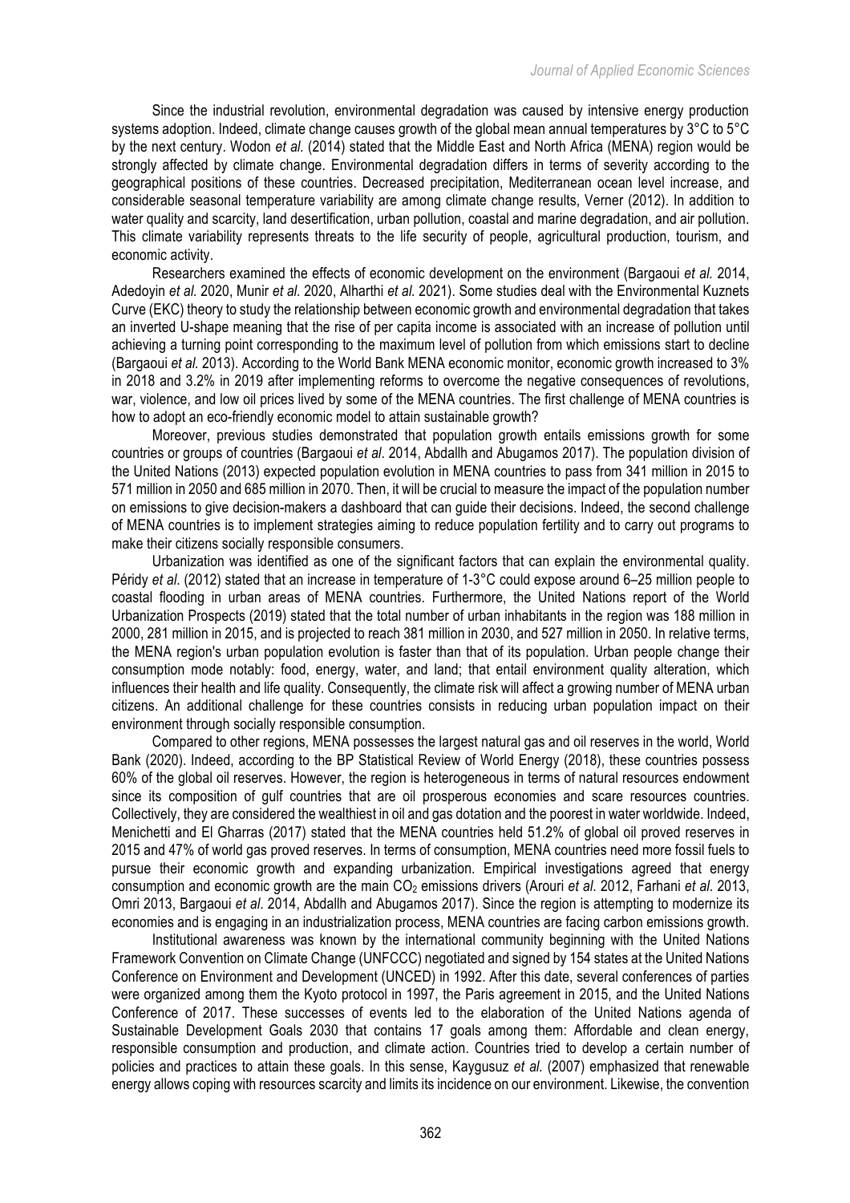Since the industrial revolution, environmental degradation was caused by intensive energy production systems adoption. Indeed, climate change causes growth of the global mean annual temperatures by 3°C to 5°C by the next century. Wodon *et al.* (2014) stated that the Middle East and North Africa (MENA) region would be strongly affected by climate change. Environmental degradation differs in terms of severity according to the geographical positions of these countries. Decreased precipitation, Mediterranean ocean level increase, and considerable seasonal temperature variability are among climate change results, Verner (2012). In addition to water quality and scarcity, land desertification, urban pollution, coastal and marine degradation, and air pollution. This climate variability represents threats to the life security of people, agricultural production, tourism, and economic activity.

Researchers examined the effects of economic development on the environment (Bargaoui *et al.* 2014, Adedoyin *et al.* 2020, Munir *et al.* 2020, Alharthi *et al.* 2021). Some studies deal with the Environmental Kuznets Curve (EKC) theory to study the relationship between economic growth and environmental degradation that takes an inverted U-shape meaning that the rise of per capita income is associated with an increase of pollution until achieving a turning point corresponding to the maximum level of pollution from which emissions start to decline (Bargaoui *et al.* 2013). According to the World Bank MENA economic monitor, economic growth increased to 3% in 2018 and 3.2% in 2019 after implementing reforms to overcome the negative consequences of revolutions, war, violence, and low oil prices lived by some of the MENA countries. The first challenge of MENA countries is how to adopt an eco-friendly economic model to attain sustainable growth?

Moreover, previous studies demonstrated that population growth entails emissions growth for some countries or groups of countries (Bargaoui *et al*. 2014, Abdallh and Abugamos 2017). The population division of the United Nations (2013) expected population evolution in MENA countries to pass from 341 million in 2015 to 571 million in 2050 and 685 million in 2070. Then, it will be crucial to measure the impact of the population number on emissions to give decision-makers a dashboard that can guide their decisions. Indeed, the second challenge of MENA countries is to implement strategies aiming to reduce population fertility and to carry out programs to make their citizens socially responsible consumers.

Urbanization was identified as one of the significant factors that can explain the environmental quality. Péridy *et al*. (2012) stated that an increase in temperature of 1-3°C could expose around 6–25 million people to coastal flooding in urban areas of MENA countries. Furthermore, the United Nations report of the World Urbanization Prospects (2019) stated that the total number of urban inhabitants in the region was 188 million in 2000, 281 million in 2015, and is projected to reach 381 million in 2030, and 527 million in 2050. In relative terms, the MENA region's urban population evolution is faster than that of its population. Urban people change their consumption mode notably: food, energy, water, and land; that entail environment quality alteration, which influences their health and life quality. Consequently, the climate risk will affect a growing number of MENA urban citizens. An additional challenge for these countries consists in reducing urban population impact on their environment through socially responsible consumption.

Compared to other regions, MENA possesses the largest natural gas and oil reserves in the world, World Bank (2020). Indeed, according to the BP Statistical Review of World Energy (2018), these countries possess 60% of the global oil reserves. However, the region is heterogeneous in terms of natural resources endowment since its composition of gulf countries that are oil prosperous economies and scare resources countries. Collectively, they are considered the wealthiest in oil and gas dotation and the poorest in water worldwide. Indeed, Menichetti and El Gharras (2017) stated that the MENA countries held 51.2% of global oil proved reserves in 2015 and 47% of world gas proved reserves. In terms of consumption, MENA countries need more fossil fuels to pursue their economic growth and expanding urbanization. Empirical investigations agreed that energy consumption and economic growth are the main $CO_2$ emissions drivers (Arouri *et al*. 2012, Farhani *et al*. 2013, Omri 2013, Bargaoui *et al*. 2014, Abdallh and Abugamos 2017). Since the region is attempting to modernize its economies and is engaging in an industrialization process, MENA countries are facing carbon emissions growth.

Institutional awareness was known by the international community beginning with the United Nations Framework Convention on Climate Change (UNFCCC) negotiated and signed by 154 states at the United Nations Conference on Environment and Development (UNCED) in 1992. After this date, several conferences of parties were organized among them the Kyoto protocol in 1997, the Paris agreement in 2015, and the United Nations Conference of 2017. These successes of events led to the elaboration of the United Nations agenda of Sustainable Development Goals 2030 that contains 17 goals among them: Affordable and clean energy, responsible consumption and production, and climate action. Countries tried to develop a certain number of policies and practices to attain these goals. In this sense, Kaygusuz *et al.* (2007) emphasized that renewable energy allows coping with resources scarcity and limits its incidence on our environment. Likewise, the convention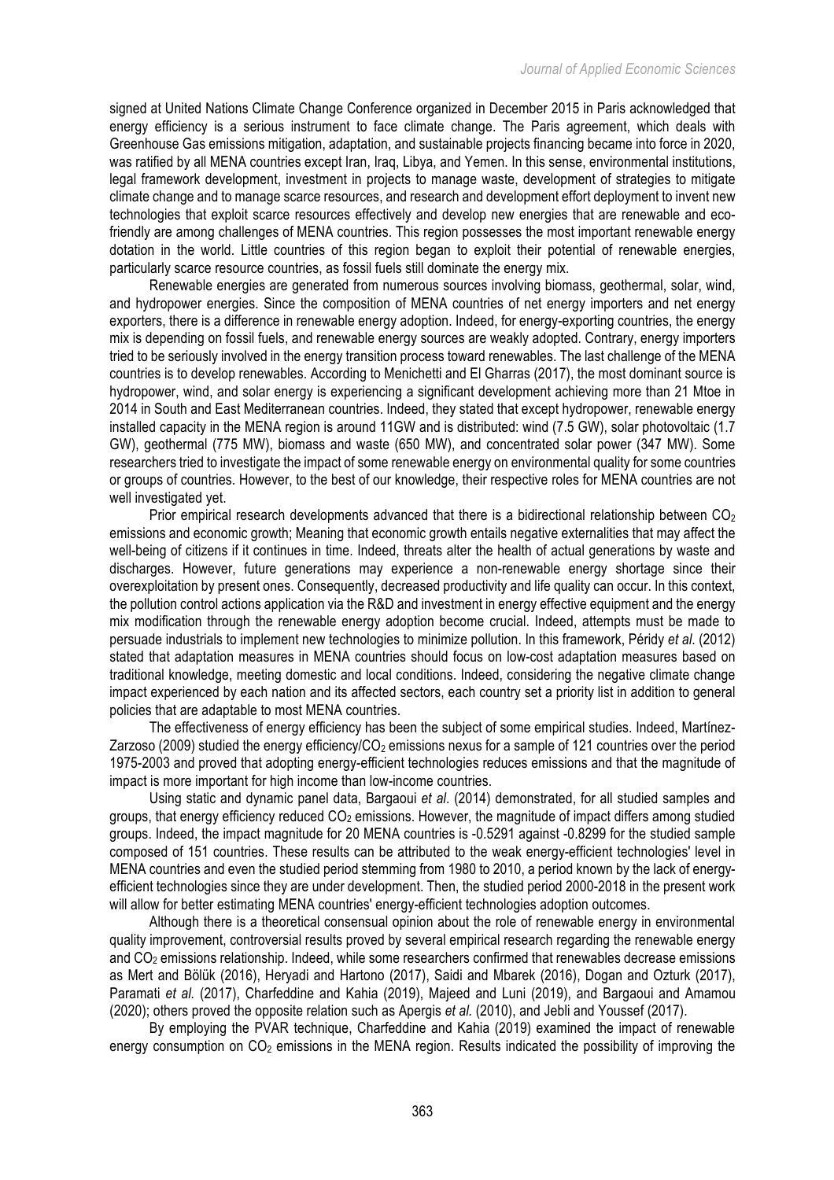signed at United Nations Climate Change Conference organized in December 2015 in Paris acknowledged that energy efficiency is a serious instrument to face climate change. The Paris agreement, which deals with Greenhouse Gas emissions mitigation, adaptation, and sustainable projects financing became into force in 2020, was ratified by all MENA countries except Iran, Iraq, Libya, and Yemen. In this sense, environmental institutions, legal framework development, investment in projects to manage waste, development of strategies to mitigate climate change and to manage scarce resources, and research and development effort deployment to invent new technologies that exploit scarce resources effectively and develop new energies that are renewable and eco-friendly are among challenges of MENA countries. This region possesses the most important renewable energy dotation in the world. Little countries of this region began to exploit their potential of renewable energies, particularly scarce resource countries, as fossil fuels still dominate the energy mix.

Renewable energies are generated from numerous sources involving biomass, geothermal, solar, wind, and hydropower energies. Since the composition of MENA countries of net energy importers and net energy exporters, there is a difference in renewable energy adoption. Indeed, for energy-exporting countries, the energy mix is depending on fossil fuels, and renewable energy sources are weakly adopted. Contrary, energy importers tried to be seriously involved in the energy transition process toward renewables. The last challenge of the MENA countries is to develop renewables. According to Menichetti and El Gharras (2017), the most dominant source is hydropower, wind, and solar energy is experiencing a significant development achieving more than 21 Mtoe in 2014 in South and East Mediterranean countries. Indeed, they stated that except hydropower, renewable energy installed capacity in the MENA region is around 11GW and is distributed: wind (7.5 GW), solar photovoltaic (1.7 GW), geothermal (775 MW), biomass and waste (650 MW), and concentrated solar power (347 MW). Some researchers tried to investigate the impact of some renewable energy on environmental quality for some countries or groups of countries. However, to the best of our knowledge, their respective roles for MENA countries are not well investigated yet.

Prior empirical research developments advanced that there is a bidirectional relationship between $CO_2$ emissions and economic growth; Meaning that economic growth entails negative externalities that may affect the well-being of citizens if it continues in time. Indeed, threats alter the health of actual generations by waste and discharges. However, future generations may experience a non-renewable energy shortage since their overexploitation by present ones. Consequently, decreased productivity and life quality can occur. In this context, the pollution control actions application via the R&D and investment in energy effective equipment and the energy mix modification through the renewable energy adoption become crucial. Indeed, attempts must be made to persuade industrials to implement new technologies to minimize pollution. In this framework, Péridy *et al*. (2012) stated that adaptation measures in MENA countries should focus on low-cost adaptation measures based on traditional knowledge, meeting domestic and local conditions. Indeed, considering the negative climate change impact experienced by each nation and its affected sectors, each country set a priority list in addition to general policies that are adaptable to most MENA countries.

The effectiveness of energy efficiency has been the subject of some empirical studies. Indeed, Martínez-Zarzoso (2009) studied the energy efficiency/$CO_2$ emissions nexus for a sample of 121 countries over the period 1975-2003 and proved that adopting energy-efficient technologies reduces emissions and that the magnitude of impact is more important for high income than low-income countries.

Using static and dynamic panel data, Bargaoui *et al*. (2014) demonstrated, for all studied samples and groups, that energy efficiency reduced $CO_2$ emissions. However, the magnitude of impact differs among studied groups. Indeed, the impact magnitude for 20 MENA countries is -0.5291 against -0.8299 for the studied sample composed of 151 countries. These results can be attributed to the weak energy-efficient technologies' level in MENA countries and even the studied period stemming from 1980 to 2010, a period known by the lack of energy-efficient technologies since they are under development. Then, the studied period 2000-2018 in the present work will allow for better estimating MENA countries' energy-efficient technologies adoption outcomes.

Although there is a theoretical consensual opinion about the role of renewable energy in environmental quality improvement, controversial results proved by several empirical research regarding the renewable energy and $CO_2$ emissions relationship. Indeed, while some researchers confirmed that renewables decrease emissions as Mert and Bölük (2016), Heryadi and Hartono (2017), Saidi and Mbarek (2016), Dogan and Ozturk (2017), Paramati *et al.* (2017), Charfeddine and Kahia (2019), Majeed and Luni (2019), and Bargaoui and Amamou (2020); others proved the opposite relation such as Apergis *et al.* (2010), and Jebli and Youssef (2017).

By employing the PVAR technique, Charfeddine and Kahia (2019) examined the impact of renewable energy consumption on $CO_2$ emissions in the MENA region. Results indicated the possibility of improving the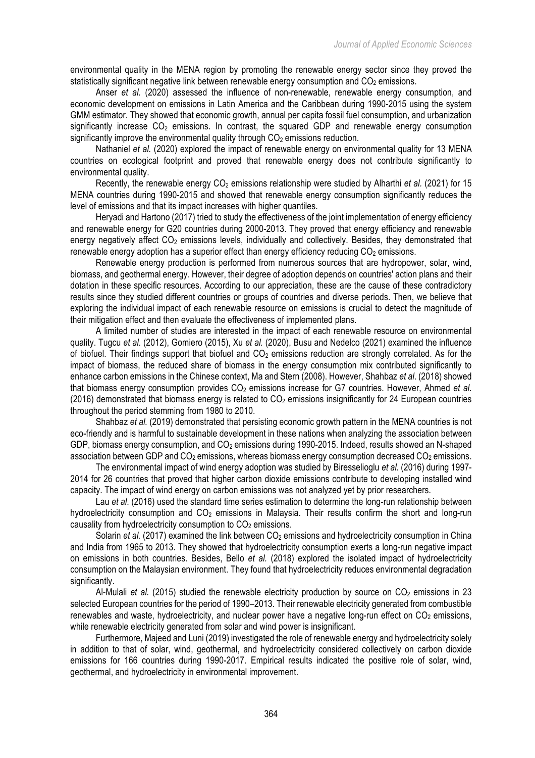environmental quality in the MENA region by promoting the renewable energy sector since they proved the statistically significant negative link between renewable energy consumption and $CO_2$ emissions.

Anser *et al.* (2020) assessed the influence of non-renewable, renewable energy consumption, and economic development on emissions in Latin America and the Caribbean during 1990-2015 using the system GMM estimator. They showed that economic growth, annual per capita fossil fuel consumption, and urbanization significantly increase $CO_2$ emissions. In contrast, the squared GDP and renewable energy consumption significantly improve the environmental quality through $CO_2$ emissions reduction.

Nathaniel *et al.* (2020) explored the impact of renewable energy on environmental quality for 13 MENA countries on ecological footprint and proved that renewable energy does not contribute significantly to environmental quality.

Recently, the renewable energy $CO_2$ emissions relationship were studied by Alharthi *et al.* (2021) for 15 MENA countries during 1990-2015 and showed that renewable energy consumption significantly reduces the level of emissions and that its impact increases with higher quantiles.

Heryadi and Hartono (2017) tried to study the effectiveness of the joint implementation of energy efficiency and renewable energy for G20 countries during 2000-2013. They proved that energy efficiency and renewable energy negatively affect $CO_2$ emissions levels, individually and collectively. Besides, they demonstrated that renewable energy adoption has a superior effect than energy efficiency reducing $CO_2$ emissions.

Renewable energy production is performed from numerous sources that are hydropower, solar, wind, biomass, and geothermal energy. However, their degree of adoption depends on countries' action plans and their dotation in these specific resources. According to our appreciation, these are the cause of these contradictory results since they studied different countries or groups of countries and diverse periods. Then, we believe that exploring the individual impact of each renewable resource on emissions is crucial to detect the magnitude of their mitigation effect and then evaluate the effectiveness of implemented plans.

A limited number of studies are interested in the impact of each renewable resource on environmental quality. Tugcu *et al*. (2012), Gomiero (2015), Xu *et al.* (2020), Busu and Nedelco (2021) examined the influence of biofuel. Their findings support that biofuel and $CO_2$ emissions reduction are strongly correlated. As for the impact of biomass, the reduced share of biomass in the energy consumption mix contributed significantly to enhance carbon emissions in the Chinese context, Ma and Stern (2008). However, Shahbaz *et al*. (2018) showed that biomass energy consumption provides $CO_2$ emissions increase for G7 countries. However, Ahmed *et al.* (2016) demonstrated that biomass energy is related to $CO_2$ emissions insignificantly for 24 European countries throughout the period stemming from 1980 to 2010.

Shahbaz *et al.* (2019) demonstrated that persisting economic growth pattern in the MENA countries is not eco-friendly and is harmful to sustainable development in these nations when analyzing the association between GDP, biomass energy consumption, and $CO_2$ emissions during 1990-2015. Indeed, results showed an N-shaped association between GDP and $CO_2$ emissions, whereas biomass energy consumption decreased $CO_2$ emissions.

The environmental impact of wind energy adoption was studied by Biresselioglu *et al.* (2016) during 1997-2014 for 26 countries that proved that higher carbon dioxide emissions contribute to developing installed wind capacity. The impact of wind energy on carbon emissions was not analyzed yet by prior researchers.

Lau *et al*. (2016) used the standard time series estimation to determine the long-run relationship between hydroelectricity consumption and $CO_2$ emissions in Malaysia. Their results confirm the short and long-run causality from hydroelectricity consumption to $CO_2$ emissions.

Solarin *et al.* (2017) examined the link between $CO_2$ emissions and hydroelectricity consumption in China and India from 1965 to 2013. They showed that hydroelectricity consumption exerts a long-run negative impact on emissions in both countries. Besides, Bello *et al.* (2018) explored the isolated impact of hydroelectricity consumption on the Malaysian environment. They found that hydroelectricity reduces environmental degradation significantly.

Al-Mulali *et al.* (2015) studied the renewable electricity production by source on $CO_2$ emissions in 23 selected European countries for the period of 1990–2013. Their renewable electricity generated from combustible renewables and waste, hydroelectricity, and nuclear power have a negative long-run effect on $CO_2$ emissions, while renewable electricity generated from solar and wind power is insignificant.

Furthermore, Majeed and Luni (2019) investigated the role of renewable energy and hydroelectricity solely in addition to that of solar, wind, geothermal, and hydroelectricity considered collectively on carbon dioxide emissions for 166 countries during 1990-2017. Empirical results indicated the positive role of solar, wind, geothermal, and hydroelectricity in environmental improvement.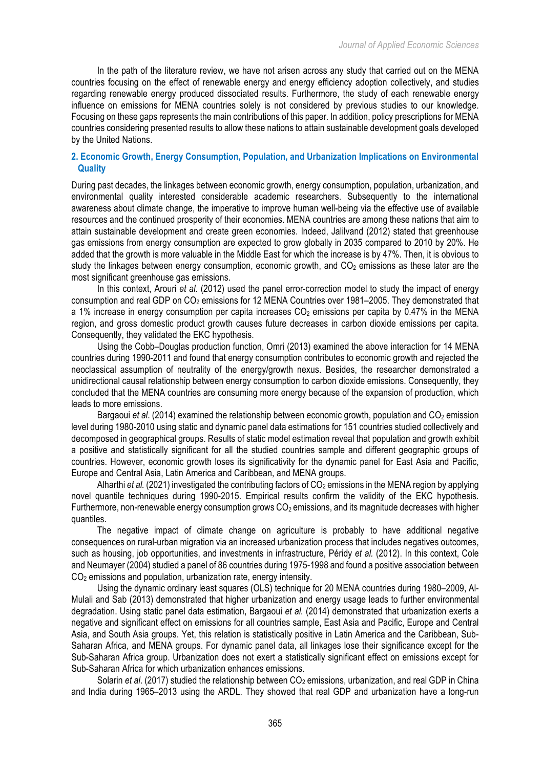In the path of the literature review, we have not arisen across any study that carried out on the MENA countries focusing on the effect of renewable energy and energy efficiency adoption collectively, and studies regarding renewable energy produced dissociated results. Furthermore, the study of each renewable energy influence on emissions for MENA countries solely is not considered by previous studies to our knowledge. Focusing on these gaps represents the main contributions of this paper. In addition, policy prescriptions for MENA countries considering presented results to allow these nations to attain sustainable development goals developed by the United Nations.

## 2. Economic Growth, Energy Consumption, Population, and Urbanization Implications on Environmental Quality

During past decades, the linkages between economic growth, energy consumption, population, urbanization, and environmental quality interested considerable academic researchers. Subsequently to the international awareness about climate change, the imperative to improve human well-being via the effective use of available resources and the continued prosperity of their economies. MENA countries are among these nations that aim to attain sustainable development and create green economies. Indeed, Jalilvand (2012) stated that greenhouse gas emissions from energy consumption are expected to grow globally in 2035 compared to 2010 by 20%. He added that the growth is more valuable in the Middle East for which the increase is by 47%. Then, it is obvious to study the linkages between energy consumption, economic growth, and $CO_2$ emissions as these later are the most significant greenhouse gas emissions.

In this context, Arouri *et al.* (2012) used the panel error-correction model to study the impact of energy consumption and real GDP on $CO_2$ emissions for 12 MENA Countries over 1981–2005. They demonstrated that a 1% increase in energy consumption per capita increases $CO_2$ emissions per capita by 0.47% in the MENA region, and gross domestic product growth causes future decreases in carbon dioxide emissions per capita. Consequently, they validated the EKC hypothesis.

Using the Cobb–Douglas production function, Omri (2013) examined the above interaction for 14 MENA countries during 1990-2011 and found that energy consumption contributes to economic growth and rejected the neoclassical assumption of neutrality of the energy/growth nexus. Besides, the researcher demonstrated a unidirectional causal relationship between energy consumption to carbon dioxide emissions. Consequently, they concluded that the MENA countries are consuming more energy because of the expansion of production, which leads to more emissions.

Bargaoui *et al*. (2014) examined the relationship between economic growth, population and $CO_2$ emission level during 1980-2010 using static and dynamic panel data estimations for 151 countries studied collectively and decomposed in geographical groups. Results of static model estimation reveal that population and growth exhibit a positive and statistically significant for all the studied countries sample and different geographic groups of countries. However, economic growth loses its significativity for the dynamic panel for East Asia and Pacific, Europe and Central Asia, Latin America and Caribbean, and MENA groups.

Alharthi *et al.* (2021) investigated the contributing factors of $CO_2$ emissions in the MENA region by applying novel quantile techniques during 1990-2015. Empirical results confirm the validity of the EKC hypothesis. Furthermore, non-renewable energy consumption grows $CO_2$ emissions, and its magnitude decreases with higher quantiles.

The negative impact of climate change on agriculture is probably to have additional negative consequences on rural-urban migration via an increased urbanization process that includes negatives outcomes, such as housing, job opportunities, and investments in infrastructure, Péridy *et al.* (2012). In this context, Cole and Neumayer (2004) studied a panel of 86 countries during 1975-1998 and found a positive association between $CO_2$ emissions and population, urbanization rate, energy intensity.

Using the dynamic ordinary least squares (OLS) technique for 20 MENA countries during 1980–2009, Al-Mulali and Sab (2013) demonstrated that higher urbanization and energy usage leads to further environmental degradation. Using static panel data estimation, Bargaoui *et al.* (2014) demonstrated that urbanization exerts a negative and significant effect on emissions for all countries sample, East Asia and Pacific, Europe and Central Asia, and South Asia groups. Yet, this relation is statistically positive in Latin America and the Caribbean, Sub-Saharan Africa, and MENA groups. For dynamic panel data, all linkages lose their significance except for the Sub-Saharan Africa group. Urbanization does not exert a statistically significant effect on emissions except for Sub-Saharan Africa for which urbanization enhances emissions.

Solarin *et al*. (2017) studied the relationship between $CO_2$ emissions, urbanization, and real GDP in China and India during 1965–2013 using the ARDL. They showed that real GDP and urbanization have a long-run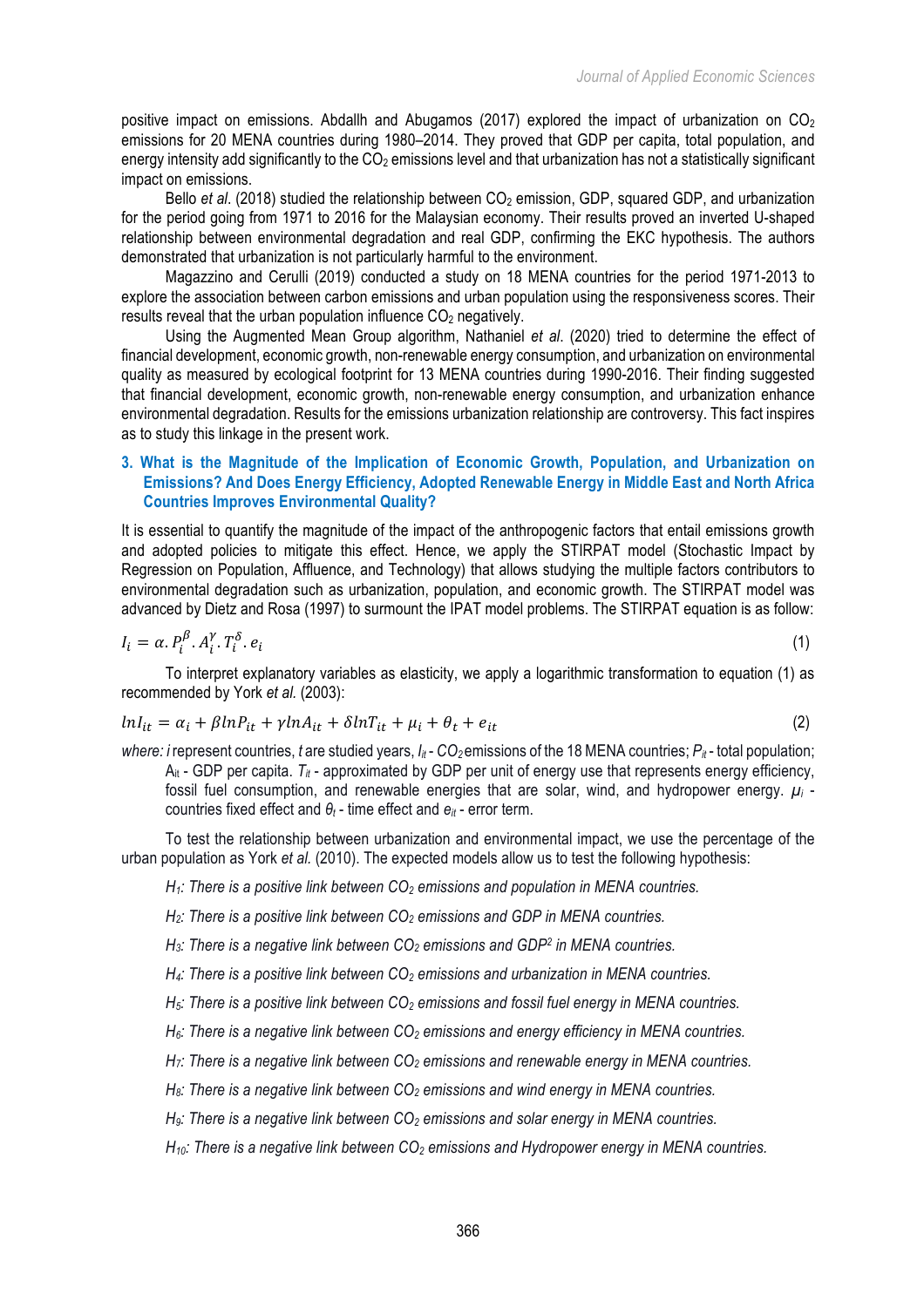positive impact on emissions. Abdallh and Abugamos (2017) explored the impact of urbanization on $CO_2$ emissions for 20 MENA countries during 1980–2014. They proved that GDP per capita, total population, and energy intensity add significantly to the $CO_2$ emissions level and that urbanization has not a statistically significant impact on emissions.

Bello *et al*. (2018) studied the relationship between $CO_2$ emission, GDP, squared GDP, and urbanization for the period going from 1971 to 2016 for the Malaysian economy. Their results proved an inverted U-shaped relationship between environmental degradation and real GDP, confirming the EKC hypothesis. The authors demonstrated that urbanization is not particularly harmful to the environment.

Magazzino and Cerulli (2019) conducted a study on 18 MENA countries for the period 1971-2013 to explore the association between carbon emissions and urban population using the responsiveness scores. Their results reveal that the urban population influence $CO_2$ negatively.

Using the Augmented Mean Group algorithm, Nathaniel *et al*. (2020) tried to determine the effect of financial development, economic growth, non-renewable energy consumption, and urbanization on environmental quality as measured by ecological footprint for 13 MENA countries during 1990-2016. Their finding suggested that financial development, economic growth, non-renewable energy consumption, and urbanization enhance environmental degradation. Results for the emissions urbanization relationship are controversy. This fact inspires as to study this linkage in the present work.

## 3. What is the Magnitude of the Implication of Economic Growth, Population, and Urbanization on Emissions? And Does Energy Efficiency, Adopted Renewable Energy in Middle East and North Africa Countries Improves Environmental Quality?

It is essential to quantify the magnitude of the impact of the anthropogenic factors that entail emissions growth and adopted policies to mitigate this effect. Hence, we apply the STIRPAT model (Stochastic Impact by Regression on Population, Affluence, and Technology) that allows studying the multiple factors contributors to environmental degradation such as urbanization, population, and economic growth. The STIRPAT model was advanced by Dietz and Rosa (1997) to surmount the IPAT model problems. The STIRPAT equation is as follow:

$$I_i = \alpha . P_i^{\beta} . A_i^{\gamma} . T_i^{\delta} . e_i \tag{1}$$

To interpret explanatory variables as elasticity, we apply a logarithmic transformation to equation (1) as recommended by York *et al.* (2003):

$$lnI_{it} = \alpha_i + \beta lnP_{it} + \gamma lnA_{it} + \delta lnT_{it} + \mu_i + \theta_t + e_{it} \tag{2}$$

*where: i* represent countries, *t* are studied years, $I_{it}$ - $CO_2$ emissions of the 18 MENA countries; $P_{it}$ - total population; $A_{it}$ - GDP per capita. $T_{it}$ - approximated by GDP per unit of energy use that represents energy efficiency, fossil fuel consumption, and renewable energies that are solar, wind, and hydropower energy. $\mu_i$ - countries fixed effect and $\theta_t$ - time effect and $e_{it}$ - error term.

To test the relationship between urbanization and environmental impact, we use the percentage of the urban population as York *et al.* (2010). The expected models allow us to test the following hypothesis:

*$H_1$: There is a positive link between $CO_2$ emissions and population in MENA countries.*

*$H_2$: There is a positive link between $CO_2$ emissions and GDP in MENA countries.*

*$H_3$: There is a negative link between $CO_2$ emissions and $GDP^2$ in MENA countries.*

*$H_4$: There is a positive link between $CO_2$ emissions and urbanization in MENA countries.*

*$H_5$: There is a positive link between $CO_2$ emissions and fossil fuel energy in MENA countries.*

*$H_6$: There is a negative link between $CO_2$ emissions and energy efficiency in MENA countries.*

*$H_7$: There is a negative link between $CO_2$ emissions and renewable energy in MENA countries.*

*$H_8$: There is a negative link between $CO_2$ emissions and wind energy in MENA countries.*

*$H_9$: There is a negative link between $CO_2$ emissions and solar energy in MENA countries.*

*$H_{10}$: There is a negative link between $CO_2$ emissions and Hydropower energy in MENA countries.*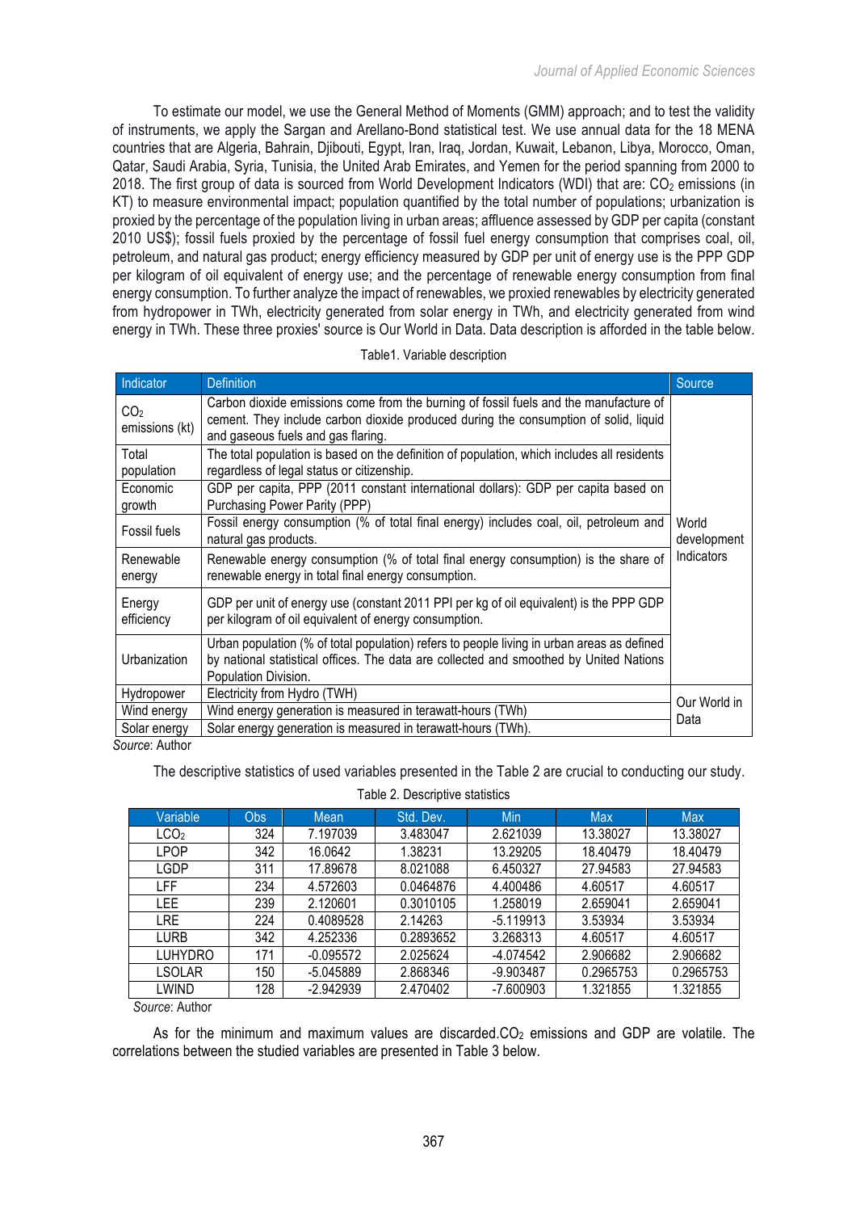To estimate our model, we use the General Method of Moments (GMM) approach; and to test the validity of instruments, we apply the Sargan and Arellano-Bond statistical test. We use annual data for the 18 MENA countries that are Algeria, Bahrain, Djibouti, Egypt, Iran, Iraq, Jordan, Kuwait, Lebanon, Libya, Morocco, Oman, Qatar, Saudi Arabia, Syria, Tunisia, the United Arab Emirates, and Yemen for the period spanning from 2000 to 2018. The first group of data is sourced from World Development Indicators (WDI) that are: $CO_2$ emissions (in KT) to measure environmental impact; population quantified by the total number of populations; urbanization is proxied by the percentage of the population living in urban areas; affluence assessed by GDP per capita (constant 2010 US$); fossil fuels proxied by the percentage of fossil fuel energy consumption that comprises coal, oil, petroleum, and natural gas product; energy efficiency measured by GDP per unit of energy use is the PPP GDP per kilogram of oil equivalent of energy use; and the percentage of renewable energy consumption from final energy consumption. To further analyze the impact of renewables, we proxied renewables by electricity generated from hydropower in TWh, electricity generated from solar energy in TWh, and electricity generated from wind energy in TWh. These three proxies' source is Our World in Data. Data description is afforded in the table below.

Table1. Variable description

| Indicator | Definition | Source |
|---|---|---|
| $CO_2$ emissions (kt) | Carbon dioxide emissions come from the burning of fossil fuels and the manufacture of cement. They include carbon dioxide produced during the consumption of solid, liquid and gaseous fuels and gas flaring. | World development Indicators |
| Total population | The total population is based on the definition of population, which includes all residents regardless of legal status or citizenship. | |
| Economic growth | GDP per capita, PPP (2011 constant international dollars): GDP per capita based on Purchasing Power Parity (PPP) | |
| Fossil fuels | Fossil energy consumption (% of total final energy) includes coal, oil, petroleum and natural gas products. | |
| Renewable energy | Renewable energy consumption (% of total final energy consumption) is the share of renewable energy in total final energy consumption. | |
| Energy efficiency | GDP per unit of energy use (constant 2011 PPI per kg of oil equivalent) is the PPP GDP per kilogram of oil equivalent of energy consumption. | |
| Urbanization | Urban population (% of total population) refers to people living in urban areas as defined by national statistical offices. The data are collected and smoothed by United Nations Population Division. | |
| Hydropower | Electricity from Hydro (TWH) | Our World in Data |
| Wind energy | Wind energy generation is measured in terawatt-hours (TWh) | |
| Solar energy | Solar energy generation is measured in terawatt-hours (TWh). | |

*Source*: Author

The descriptive statistics of used variables presented in the Table 2 are crucial to conducting our study.

Table 2. Descriptive statistics

| Variable | Obs | Mean | Std. Dev. | Min | Max | Max |
|---|---|---|---|---|---|---|
| $LCO_2$ | 324 | 7.197039 | 3.483047 | 2.621039 | 13.38027 | 13.38027 |
| LPOP | 342 | 16.0642 | 1.38231 | 13.29205 | 18.40479 | 18.40479 |
| LGDP | 311 | 17.89678 | 8.021088 | 6.450327 | 27.94583 | 27.94583 |
| LFF | 234 | 4.572603 | 0.0464876 | 4.400486 | 4.60517 | 4.60517 |
| LEE | 239 | 2.120601 | 0.3010105 | 1.258019 | 2.659041 | 2.659041 |
| LRE | 224 | 0.4089528 | 2.14263 | -5.119913 | 3.53934 | 3.53934 |
| LURB | 342 | 4.252336 | 0.2893652 | 3.268313 | 4.60517 | 4.60517 |
| LUHYDRO | 171 | -0.095572 | 2.025624 | -4.074542 | 2.906682 | 2.906682 |
| LSOLAR | 150 | -5.045889 | 2.868346 | -9.903487 | 0.2965753 | 0.2965753 |
| LWIND | 128 | -2.942939 | 2.470402 | -7.600903 | 1.321855 | 1.321855 |

*Source*: Author

As for the minimum and maximum values are discarded.$CO_2$ emissions and GDP are volatile. The correlations between the studied variables are presented in Table 3 below.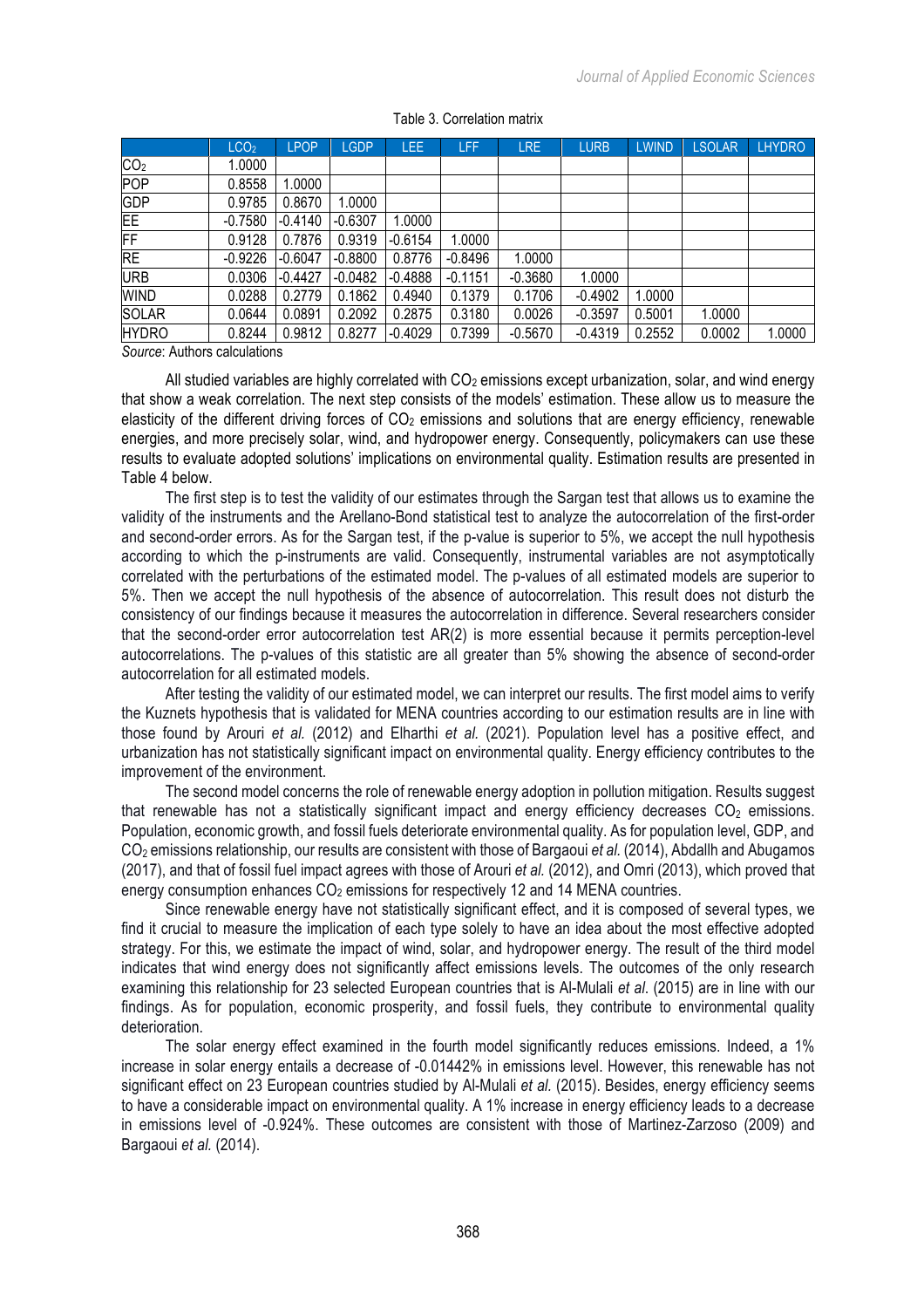Table 3. Correlation matrix

| | $LCO_2$ | LPOP | LGDP | LEE | LFF | LRE | LURB | LWIND | LSOLAR | LHYDRO |
|---|---|---|---|---|---|---|---|---|---|---|
| $CO_2$ | 1.0000 | | | | | | | | | |
| POP | 0.8558 | 1.0000 | | | | | | | | |
| GDP | 0.9785 | 0.8670 | 1.0000 | | | | | | | |
| EE | -0.7580 | -0.4140 | -0.6307 | 1.0000 | | | | | | |
| FF | 0.9128 | 0.7876 | 0.9319 | -0.6154 | 1.0000 | | | | | |
| RE | -0.9226 | -0.6047 | -0.8800 | 0.8776 | -0.8496 | 1.0000 | | | | |
| URB | 0.0306 | -0.4427 | -0.0482 | -0.4888 | -0.1151 | -0.3680 | 1.0000 | | | |
| WIND | 0.0288 | 0.2779 | 0.1862 | 0.4940 | 0.1379 | 0.1706 | -0.4902 | 1.0000 | | |
| SOLAR | 0.0644 | 0.0891 | 0.2092 | 0.2875 | 0.3180 | 0.0026 | -0.3597 | 0.5001 | 1.0000 | |
| HYDRO | 0.8244 | 0.9812 | 0.8277 | -0.4029 | 0.7399 | -0.5670 | -0.4319 | 0.2552 | 0.0002 | 1.0000 |

*Source*: Authors calculations

All studied variables are highly correlated with $CO_2$ emissions except urbanization, solar, and wind energy that show a weak correlation. The next step consists of the models' estimation. These allow us to measure the elasticity of the different driving forces of $CO_2$ emissions and solutions that are energy efficiency, renewable energies, and more precisely solar, wind, and hydropower energy. Consequently, policymakers can use these results to evaluate adopted solutions' implications on environmental quality. Estimation results are presented in Table 4 below.

The first step is to test the validity of our estimates through the Sargan test that allows us to examine the validity of the instruments and the Arellano-Bond statistical test to analyze the autocorrelation of the first-order and second-order errors. As for the Sargan test, if the p-value is superior to 5%, we accept the null hypothesis according to which the p-instruments are valid. Consequently, instrumental variables are not asymptotically correlated with the perturbations of the estimated model. The p-values of all estimated models are superior to 5%. Then we accept the null hypothesis of the absence of autocorrelation. This result does not disturb the consistency of our findings because it measures the autocorrelation in difference. Several researchers consider that the second-order error autocorrelation test AR(2) is more essential because it permits perception-level autocorrelations. The p-values of this statistic are all greater than 5% showing the absence of second-order autocorrelation for all estimated models.

After testing the validity of our estimated model, we can interpret our results. The first model aims to verify the Kuznets hypothesis that is validated for MENA countries according to our estimation results are in line with those found by Arouri *et al.* (2012) and Elharthi *et al.* (2021). Population level has a positive effect, and urbanization has not statistically significant impact on environmental quality. Energy efficiency contributes to the improvement of the environment.

The second model concerns the role of renewable energy adoption in pollution mitigation. Results suggest that renewable has not a statistically significant impact and energy efficiency decreases $CO_2$ emissions. Population, economic growth, and fossil fuels deteriorate environmental quality. As for population level, GDP, and $CO_2$ emissions relationship, our results are consistent with those of Bargaoui *et al.* (2014), Abdallh and Abugamos (2017), and that of fossil fuel impact agrees with those of Arouri *et al.* (2012), and Omri (2013), which proved that energy consumption enhances $CO_2$ emissions for respectively 12 and 14 MENA countries.

Since renewable energy have not statistically significant effect, and it is composed of several types, we find it crucial to measure the implication of each type solely to have an idea about the most effective adopted strategy. For this, we estimate the impact of wind, solar, and hydropower energy. The result of the third model indicates that wind energy does not significantly affect emissions levels. The outcomes of the only research examining this relationship for 23 selected European countries that is Al-Mulali *et al*. (2015) are in line with our findings. As for population, economic prosperity, and fossil fuels, they contribute to environmental quality deterioration.

The solar energy effect examined in the fourth model significantly reduces emissions. Indeed, a 1% increase in solar energy entails a decrease of -0.01442% in emissions level. However, this renewable has not significant effect on 23 European countries studied by Al-Mulali *et al.* (2015). Besides, energy efficiency seems to have a considerable impact on environmental quality. A 1% increase in energy efficiency leads to a decrease in emissions level of -0.924%. These outcomes are consistent with those of Martinez-Zarzoso (2009) and Bargaoui *et al.* (2014).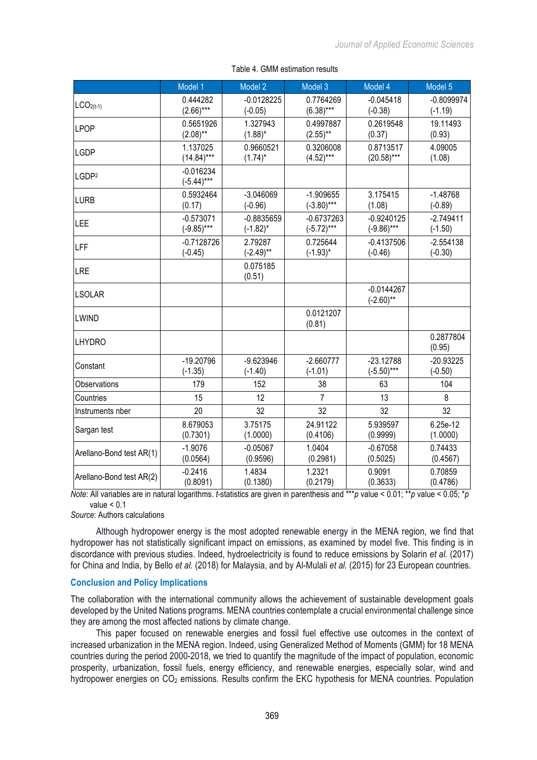Table 4. GMM estimation results

| | Model 1 | Model 2 | Model 3 | Model 4 | Model 5 |
|---|---|---|---|---|---|
| $LCO_{2(t-1)}$ | 0.444282 (2.66)*** | -0.0128225 (-0.05) | 0.7764269 (6.38)*** | -0.045418 (-0.38) | -0.8099974 (-1.19) |
| LPOP | 0.5651926 (2.08)** | 1.327943 (1.88)* | 0.4997887 (2.55)** | 0.2619548 (0.37) | 19.11493 (0.93) |
| LGDP | 1.137025 (14.84)*** | 0.9660521 (1.74)* | 0.3206008 (4.52)*** | 0.8713517 (20.58)*** | 4.09005 (1.08) |
| $LGDP^2$ | -0.016234 (-5.44)*** | | | | |
| LURB | 0.5932464 (0.17) | -3.046069 (-0.96) | -1.909655 (-3.80)*** | 3.175415 (1.08) | -1.48768 (-0.89) |
| LEE | -0.573071 (-9.85)*** | -0.8835659 (-1.82)* | -0.6737263 (-5.72)*** | -0.9240125 (-9.86)*** | -2.749411 (-1.50) |
| LFF | -0.7128726 (-0.45) | 2.79287 (-2.49)** | 0.725644 (-1.93)* | -0.4137506 (-0.46) | -2.554138 (-0.30) |
| LRE | | 0.075185 (0.51) | | | |
| LSOLAR | | | | -0.0144267 (-2.60)** | |
| LWIND | | | 0.0121207 (0.81) | | |
| LHYDRO | | | | | 0.2877804 (0.95) |
| Constant | -19.20796 (-1.35) | -9.623946 (-1.40) | -2.660777 (-1.01) | -23.12788 (-5.50)*** | -20.93225 (-0.50) |
| Observations | 179 | 152 | 38 | 63 | 104 |
| Countries | 15 | 12 | 7 | 13 | 8 |
| Instruments nber | 20 | 32 | 32 | 32 | 32 |
| Sargan test | 8.679053 (0.7301) | 3.75175 (1.0000) | 24.91122 (0.4106) | 5.939597 (0.9999) | 6.25e-12 (1.0000) |
| Arellano-Bond test AR(1) | -1.9076 (0.0564) | -0.05067 (0.9596) | 1.0404 (0.2981) | -0.67058 (0.5025) | 0.74433 (0.4567) |
| Arellano-Bond test AR(2) | -0.2416 (0.8091) | 1.4834 (0.1380) | 1.2321 (0.2179) | 0.9091 (0.3633) | 0.70859 (0.4786) |

*Note*: All variables are in natural logarithms. *t*-statistics are given in parenthesis and ****p* value < 0.01; ***p* value < 0.05; **p* value < 0.1

*Source*: Authors calculations

Although hydropower energy is the most adopted renewable energy in the MENA region, we find that hydropower has not statistically significant impact on emissions, as examined by model five. This finding is in discordance with previous studies. Indeed, hydroelectricity is found to reduce emissions by Solarin *et al.* (2017) for China and India, by Bello *et al.* (2018) for Malaysia, and by Al-Mulali *et al.* (2015) for 23 European countries.

## Conclusion and Policy Implications

The collaboration with the international community allows the achievement of sustainable development goals developed by the United Nations programs. MENA countries contemplate a crucial environmental challenge since they are among the most affected nations by climate change.

This paper focused on renewable energies and fossil fuel effective use outcomes in the context of increased urbanization in the MENA region. Indeed, using Generalized Method of Moments (GMM) for 18 MENA countries during the period 2000-2018, we tried to quantify the magnitude of the impact of population, economic prosperity, urbanization, fossil fuels, energy efficiency, and renewable energies, especially solar, wind and hydropower energies on $CO_2$ emissions. Results confirm the EKC hypothesis for MENA countries. Population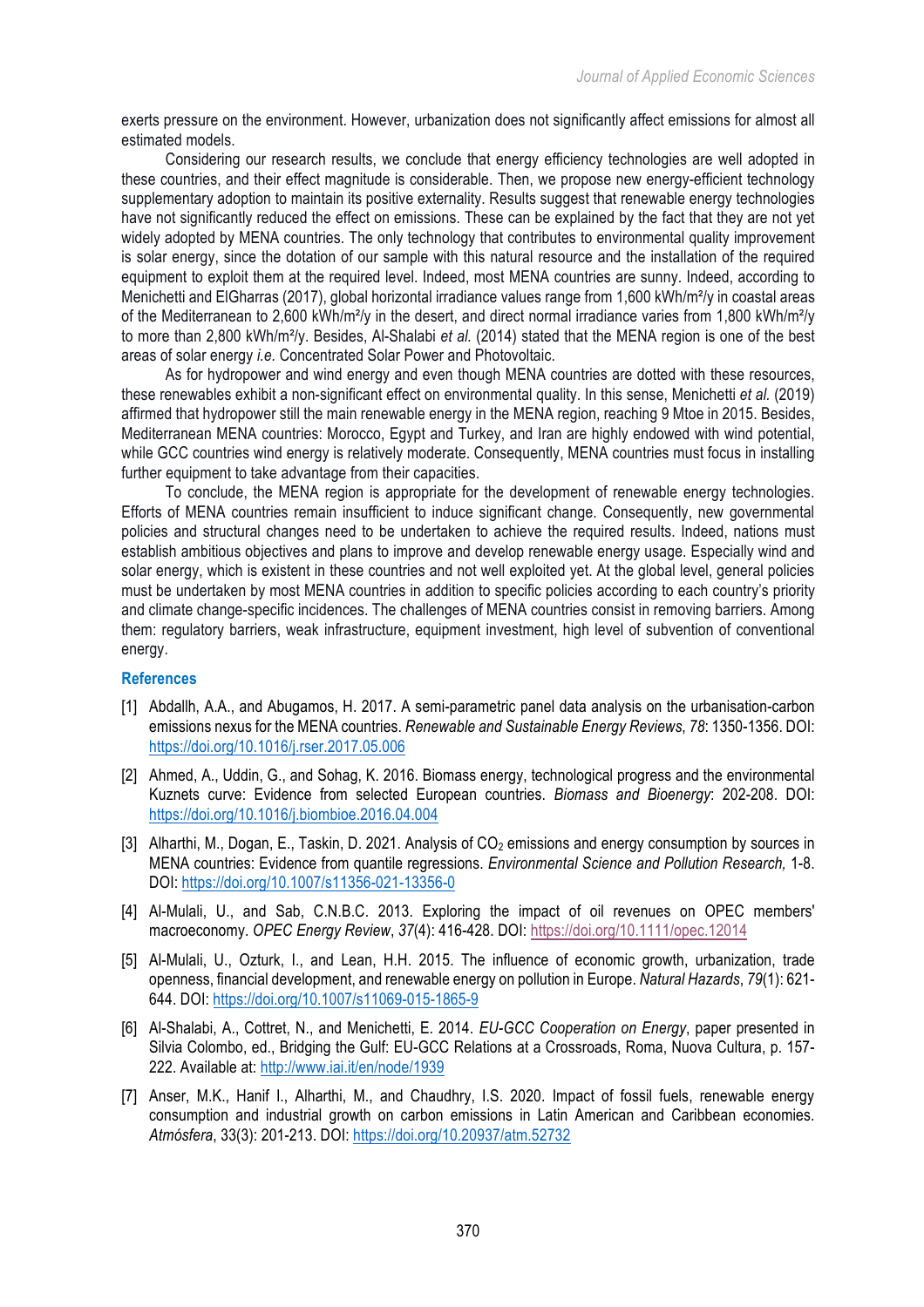exerts pressure on the environment. However, urbanization does not significantly affect emissions for almost all estimated models.

Considering our research results, we conclude that energy efficiency technologies are well adopted in these countries, and their effect magnitude is considerable. Then, we propose new energy-efficient technology supplementary adoption to maintain its positive externality. Results suggest that renewable energy technologies have not significantly reduced the effect on emissions. These can be explained by the fact that they are not yet widely adopted by MENA countries. The only technology that contributes to environmental quality improvement is solar energy, since the dotation of our sample with this natural resource and the installation of the required equipment to exploit them at the required level. Indeed, most MENA countries are sunny. Indeed, according to Menichetti and ElGharras (2017), global horizontal irradiance values range from 1,600 kWh/m²/y in coastal areas of the Mediterranean to 2,600 kWh/m²/y in the desert, and direct normal irradiance varies from 1,800 kWh/m²/y to more than 2,800 kWh/m²/y. Besides, Al-Shalabi *et al.* (2014) stated that the MENA region is one of the best areas of solar energy *i.e.* Concentrated Solar Power and Photovoltaic.

As for hydropower and wind energy and even though MENA countries are dotted with these resources, these renewables exhibit a non-significant effect on environmental quality. In this sense, Menichetti *et al.* (2019) affirmed that hydropower still the main renewable energy in the MENA region, reaching 9 Mtoe in 2015. Besides, Mediterranean MENA countries: Morocco, Egypt and Turkey, and Iran are highly endowed with wind potential, while GCC countries wind energy is relatively moderate. Consequently, MENA countries must focus in installing further equipment to take advantage from their capacities.

To conclude, the MENA region is appropriate for the development of renewable energy technologies. Efforts of MENA countries remain insufficient to induce significant change. Consequently, new governmental policies and structural changes need to be undertaken to achieve the required results. Indeed, nations must establish ambitious objectives and plans to improve and develop renewable energy usage. Especially wind and solar energy, which is existent in these countries and not well exploited yet. At the global level, general policies must be undertaken by most MENA countries in addition to specific policies according to each country's priority and climate change-specific incidences. The challenges of MENA countries consist in removing barriers. Among them: regulatory barriers, weak infrastructure, equipment investment, high level of subvention of conventional energy.

## References

[1] Abdallh, A.A., and Abugamos, H. 2017. A semi-parametric panel data analysis on the urbanisation-carbon emissions nexus for the MENA countries. *Renewable and Sustainable Energy Reviews*, *78*: 1350-1356. DOI: https://doi.org/10.1016/j.rser.2017.05.006

[2] Ahmed, A., Uddin, G., and Sohag, K. 2016. Biomass energy, technological progress and the environmental Kuznets curve: Evidence from selected European countries. *Biomass and Bioenergy*: 202-208. DOI: https://doi.org/10.1016/j.biombioe.2016.04.004

[3] Alharthi, M., Dogan, E., Taskin, D. 2021. Analysis of $CO_2$ emissions and energy consumption by sources in MENA countries: Evidence from quantile regressions. *Environmental Science and Pollution Research,* 1-8. DOI: https://doi.org/10.1007/s11356-021-13356-0

[4] Al-Mulali, U., and Sab, C.N.B.C. 2013. Exploring the impact of oil revenues on OPEC members' macroeconomy. *OPEC Energy Review*, *37*(4): 416-428. DOI: https://doi.org/10.1111/opec.12014

[5] Al-Mulali, U., Ozturk, I., and Lean, H.H. 2015. The influence of economic growth, urbanization, trade openness, financial development, and renewable energy on pollution in Europe. *Natural Hazards*, *79*(1): 621-644. DOI: https://doi.org/10.1007/s11069-015-1865-9

[6] Al-Shalabi, A., Cottret, N., and Menichetti, E. 2014. *EU-GCC Cooperation on Energy*, paper presented in Silvia Colombo, ed., Bridging the Gulf: EU-GCC Relations at a Crossroads, Roma, Nuova Cultura, p. 157-222. Available at: http://www.iai.it/en/node/1939

[7] Anser, M.K., Hanif I., Alharthi, M., and Chaudhry, I.S. 2020. Impact of fossil fuels, renewable energy consumption and industrial growth on carbon emissions in Latin American and Caribbean economies. *Atmósfera*, 33(3): 201-213. DOI: https://doi.org/10.20937/atm.52732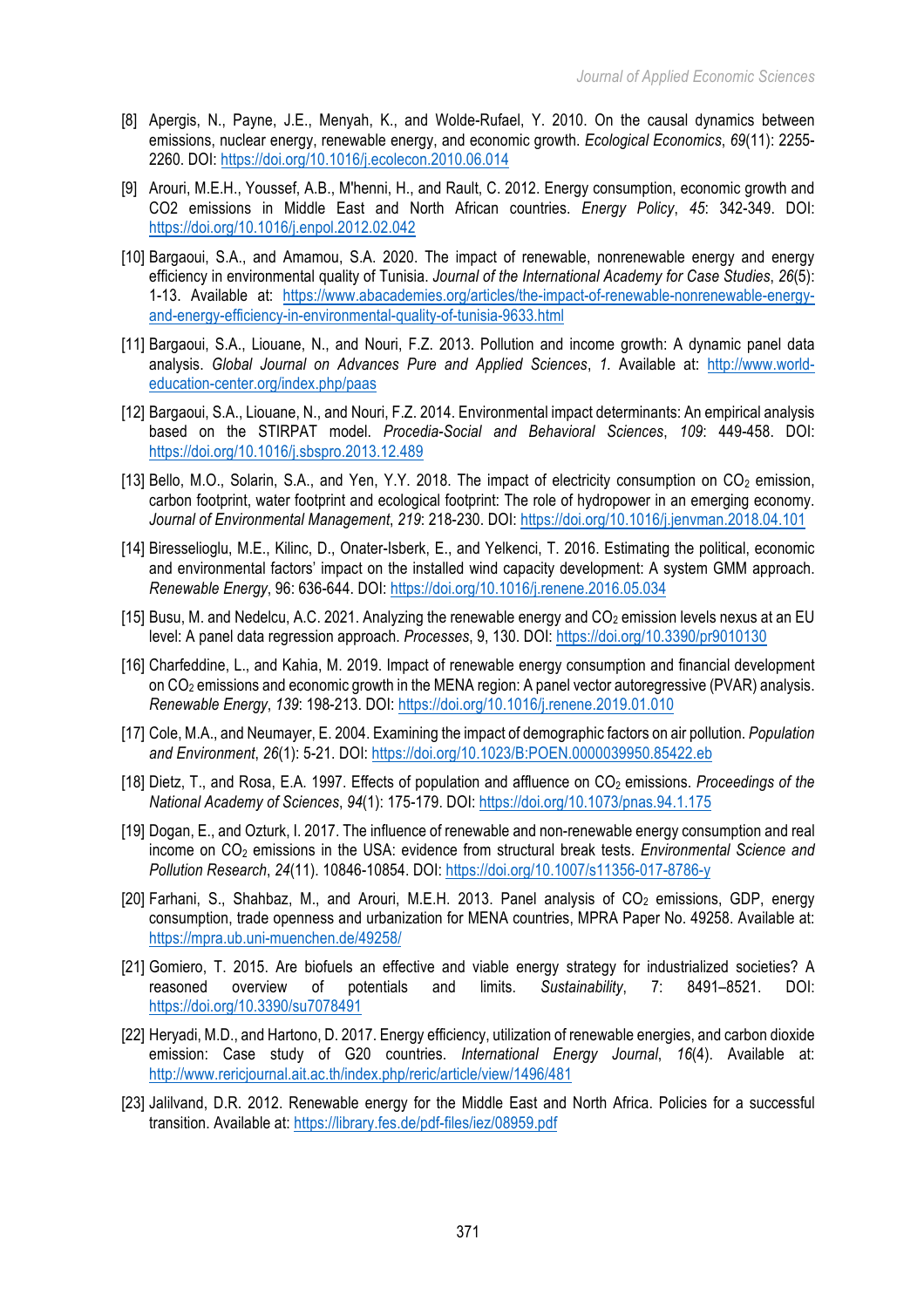[8] Apergis, N., Payne, J.E., Menyah, K., and Wolde-Rufael, Y. 2010. On the causal dynamics between emissions, nuclear energy, renewable energy, and economic growth. *Ecological Economics*, *69*(11): 2255-2260. DOI: https://doi.org/10.1016/j.ecolecon.2010.06.014

[9] Arouri, M.E.H., Youssef, A.B., M'henni, H., and Rault, C. 2012. Energy consumption, economic growth and CO2 emissions in Middle East and North African countries. *Energy Policy*, *45*: 342-349. DOI: https://doi.org/10.1016/j.enpol.2012.02.042

[10] Bargaoui, S.A., and Amamou, S.A. 2020. The impact of renewable, nonrenewable energy and energy efficiency in environmental quality of Tunisia. *Journal of the International Academy for Case Studies*, *26*(5): 1-13. Available at: https://www.abacademies.org/articles/the-impact-of-renewable-nonrenewable-energy-and-energy-efficiency-in-environmental-quality-of-tunisia-9633.html

[11] Bargaoui, S.A., Liouane, N., and Nouri, F.Z. 2013. Pollution and income growth: A dynamic panel data analysis. *Global Journal on Advances Pure and Applied Sciences*, *1.* Available at: http://www.world-education-center.org/index.php/paas

[12] Bargaoui, S.A., Liouane, N., and Nouri, F.Z. 2014. Environmental impact determinants: An empirical analysis based on the STIRPAT model. *Procedia-Social and Behavioral Sciences*, *109*: 449-458. DOI: https://doi.org/10.1016/j.sbspro.2013.12.489

[13] Bello, M.O., Solarin, S.A., and Yen, Y.Y. 2018. The impact of electricity consumption on $CO_2$ emission, carbon footprint, water footprint and ecological footprint: The role of hydropower in an emerging economy. *Journal of Environmental Management*, *219*: 218-230. DOI: https://doi.org/10.1016/j.jenvman.2018.04.101

[14] Biresselioglu, M.E., Kilinc, D., Onater-Isberk, E., and Yelkenci, T. 2016. Estimating the political, economic and environmental factors' impact on the installed wind capacity development: A system GMM approach. *Renewable Energy*, 96: 636-644. DOI: https://doi.org/10.1016/j.renene.2016.05.034

[15] Busu, M. and Nedelcu, A.C. 2021. Analyzing the renewable energy and $CO_2$ emission levels nexus at an EU level: A panel data regression approach. *Processes*, 9, 130. DOI: https://doi.org/10.3390/pr9010130

[16] Charfeddine, L., and Kahia, M. 2019. Impact of renewable energy consumption and financial development on $CO_2$ emissions and economic growth in the MENA region: A panel vector autoregressive (PVAR) analysis. *Renewable Energy*, *139*: 198-213. DOI: https://doi.org/10.1016/j.renene.2019.01.010

[17] Cole, M.A., and Neumayer, E. 2004. Examining the impact of demographic factors on air pollution. *Population and Environment*, *26*(1): 5-21. DOI: https://doi.org/10.1023/B:POEN.0000039950.85422.eb

[18] Dietz, T., and Rosa, E.A. 1997. Effects of population and affluence on $CO_2$ emissions. *Proceedings of the National Academy of Sciences*, *94*(1): 175-179. DOI: https://doi.org/10.1073/pnas.94.1.175

[19] Dogan, E., and Ozturk, I. 2017. The influence of renewable and non-renewable energy consumption and real income on $CO_2$ emissions in the USA: evidence from structural break tests. *Environmental Science and Pollution Research*, *24*(11). 10846-10854. DOI: https://doi.org/10.1007/s11356-017-8786-y

[20] Farhani, S., Shahbaz, M., and Arouri, M.E.H. 2013. Panel analysis of $CO_2$ emissions, GDP, energy consumption, trade openness and urbanization for MENA countries, MPRA Paper No. 49258. Available at: https://mpra.ub.uni-muenchen.de/49258/

[21] Gomiero, T. 2015. Are biofuels an effective and viable energy strategy for industrialized societies? A reasoned overview of potentials and limits. *Sustainability*, 7: 8491–8521. DOI: https://doi.org/10.3390/su7078491

[22] Heryadi, M.D., and Hartono, D. 2017. Energy efficiency, utilization of renewable energies, and carbon dioxide emission: Case study of G20 countries. *International Energy Journal*, *16*(4). Available at: http://www.rericjournal.ait.ac.th/index.php/reric/article/view/1496/481

[23] Jalilvand, D.R. 2012. Renewable energy for the Middle East and North Africa. Policies for a successful transition. Available at: https://library.fes.de/pdf-files/iez/08959.pdf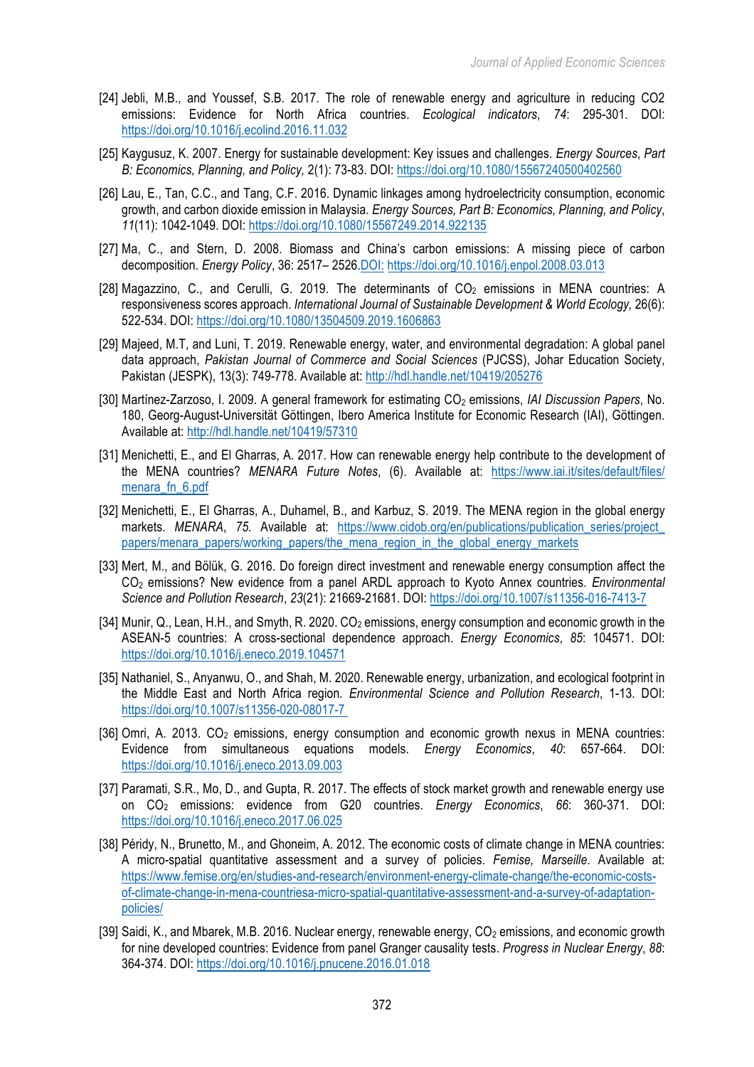[24] Jebli, M.B., and Youssef, S.B. 2017. The role of renewable energy and agriculture in reducing CO2 emissions: Evidence for North Africa countries. *Ecological indicators*, *74*: 295-301. DOI: https://doi.org/10.1016/j.ecolind.2016.11.032

[25] Kaygusuz, K. 2007. Energy for sustainable development: Key issues and challenges. *Energy Sources*, *Part B: Economics, Planning, and Policy,* 2(1): 73-83. DOI: https://doi.org/10.1080/15567240500402560

[26] Lau, E., Tan, C.C., and Tang, C.F. 2016. Dynamic linkages among hydroelectricity consumption, economic growth, and carbon dioxide emission in Malaysia. *Energy Sources, Part B: Economics, Planning, and Policy*, *11*(11): 1042-1049. DOI: https://doi.org/10.1080/15567249.2014.922135

[27] Ma, C., and Stern, D. 2008. Biomass and China's carbon emissions: A missing piece of carbon decomposition. *Energy Policy*, 36: 2517– 2526.DOI: https://doi.org/10.1016/j.enpol.2008.03.013

[28] Magazzino, C., and Cerulli, G. 2019. The determinants of $CO_2$ emissions in MENA countries: A responsiveness scores approach. *International Journal of Sustainable Development & World Ecology,* 26(6): 522-534. DOI: https://doi.org/10.1080/13504509.2019.1606863

[29] Majeed, M.T, and Luni, T. 2019. Renewable energy, water, and environmental degradation: A global panel data approach, *Pakistan Journal of Commerce and Social Sciences* (PJCSS), Johar Education Society, Pakistan (JESPK), 13(3): 749-778. Available at: http://hdl.handle.net/10419/205276

[30] Martínez-Zarzoso, I. 2009. A general framework for estimating $CO_2$ emissions, *IAI Discussion Papers*, No. 180, Georg-August-Universität Göttingen, Ibero America Institute for Economic Research (IAI), Göttingen. Available at: http://hdl.handle.net/10419/57310

[31] Menichetti, E., and El Gharras, A. 2017. How can renewable energy help contribute to the development of the MENA countries? *MENARA Future Notes*, (6). Available at: https://www.iai.it/sites/default/files/menara_fn_6.pdf

[32] Menichetti, E., El Gharras, A., Duhamel, B., and Karbuz, S. 2019. The MENA region in the global energy markets. *MENARA*, *75*. Available at: https://www.cidob.org/en/publications/publication_series/project_papers/menara_papers/working_papers/the_mena_region_in_the_global_energy_markets

[33] Mert, M., and Bölük, G. 2016. Do foreign direct investment and renewable energy consumption affect the $CO_2$ emissions? New evidence from a panel ARDL approach to Kyoto Annex countries. *Environmental Science and Pollution Research*, *23*(21): 21669-21681. DOI: https://doi.org/10.1007/s11356-016-7413-7

[34] Munir, Q., Lean, H.H., and Smyth, R. 2020. $CO_2$ emissions, energy consumption and economic growth in the ASEAN-5 countries: A cross-sectional dependence approach. *Energy Economics*, *85*: 104571. DOI: https://doi.org/10.1016/j.eneco.2019.104571

[35] Nathaniel, S., Anyanwu, O., and Shah, M. 2020. Renewable energy, urbanization, and ecological footprint in the Middle East and North Africa region. *Environmental Science and Pollution Research*, 1-13. DOI: https://doi.org/10.1007/s11356-020-08017-7

[36] Omri, A. 2013. $CO_2$ emissions, energy consumption and economic growth nexus in MENA countries: Evidence from simultaneous equations models. *Energy Economics*, *40*: 657-664. DOI: https://doi.org/10.1016/j.eneco.2013.09.003

[37] Paramati, S.R., Mo, D., and Gupta, R. 2017. The effects of stock market growth and renewable energy use on $CO_2$ emissions: evidence from G20 countries. *Energy Economics*, *66*: 360-371. DOI: https://doi.org/10.1016/j.eneco.2017.06.025

[38] Péridy, N., Brunetto, M., and Ghoneim, A. 2012. The economic costs of climate change in MENA countries: A micro-spatial quantitative assessment and a survey of policies. *Femise, Marseille*. Available at: https://www.femise.org/en/studies-and-research/environment-energy-climate-change/the-economic-costs-of-climate-change-in-mena-countriesa-micro-spatial-quantitative-assessment-and-a-survey-of-adaptation-policies/

[39] Saidi, K., and Mbarek, M.B. 2016. Nuclear energy, renewable energy, $CO_2$ emissions, and economic growth for nine developed countries: Evidence from panel Granger causality tests. *Progress in Nuclear Energy*, *88*: 364-374. DOI: https://doi.org/10.1016/j.pnucene.2016.01.018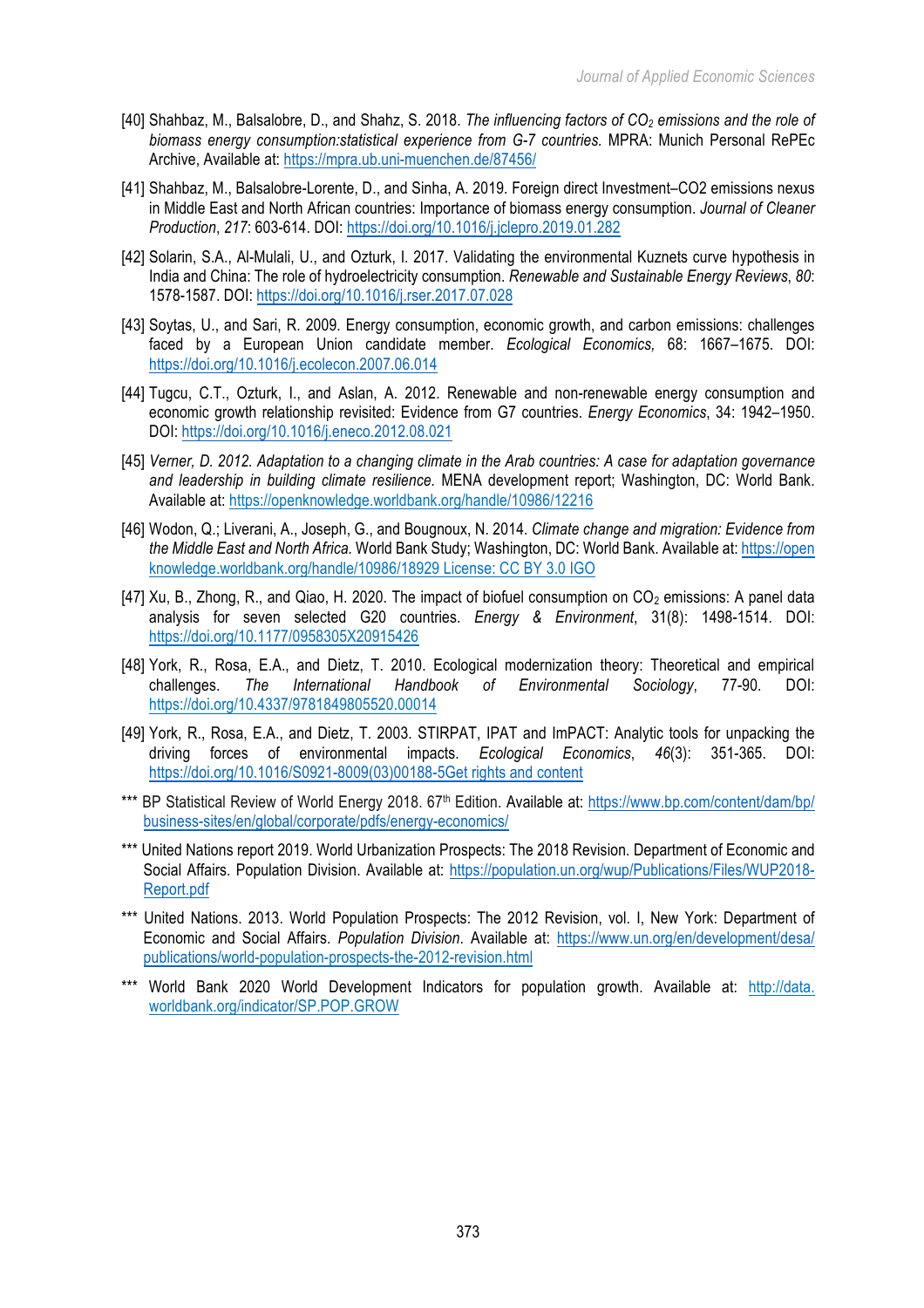[40] Shahbaz, M., Balsalobre, D., and Shahz, S. 2018. *The influencing factors of $CO_2$ emissions and the role of biomass energy consumption:statistical experience from G-7 countries.* MPRA: Munich Personal RePEc Archive, Available at: https://mpra.ub.uni-muenchen.de/87456/

[41] Shahbaz, M., Balsalobre-Lorente, D., and Sinha, A. 2019. Foreign direct Investment–CO2 emissions nexus in Middle East and North African countries: Importance of biomass energy consumption. *Journal of Cleaner Production*, *217*: 603-614. DOI: https://doi.org/10.1016/j.jclepro.2019.01.282

[42] Solarin, S.A., Al-Mulali, U., and Ozturk, I. 2017. Validating the environmental Kuznets curve hypothesis in India and China: The role of hydroelectricity consumption. *Renewable and Sustainable Energy Reviews*, *80*: 1578-1587. DOI: https://doi.org/10.1016/j.rser.2017.07.028

[43] Soytas, U., and Sari, R. 2009. Energy consumption, economic growth, and carbon emissions: challenges faced by a European Union candidate member. *Ecological Economics,* 68: 1667–1675. DOI: https://doi.org/10.1016/j.ecolecon.2007.06.014

[44] Tugcu, C.T., Ozturk, I., and Aslan, A. 2012. Renewable and non-renewable energy consumption and economic growth relationship revisited: Evidence from G7 countries. *Energy Economics*, 34: 1942–1950. DOI: https://doi.org/10.1016/j.eneco.2012.08.021

[45] *Verner, D. 2012. Adaptation to a changing climate in the Arab countries: A case for adaptation governance and leadership in building climate resilience.* MENA development report; Washington, DC: World Bank. Available at: https://openknowledge.worldbank.org/handle/10986/12216

[46] Wodon, Q.; Liverani, A., Joseph, G., and Bougnoux, N. 2014. *Climate change and migration: Evidence from the Middle East and North Africa.* World Bank Study; Washington, DC: World Bank. Available at: https://openknowledge.worldbank.org/handle/10986/18929 License: CC BY 3.0 IGO

[47] Xu, B., Zhong, R., and Qiao, H. 2020. The impact of biofuel consumption on $CO_2$ emissions: A panel data analysis for seven selected G20 countries. *Energy & Environment*, 31(8): 1498-1514. DOI: https://doi.org/10.1177/0958305X20915426

[48] York, R., Rosa, E.A., and Dietz, T. 2010. Ecological modernization theory: Theoretical and empirical challenges. *The International Handbook of Environmental Sociology*, 77-90. DOI: https://doi.org/10.4337/9781849805520.00014

[49] York, R., Rosa, E.A., and Dietz, T. 2003. STIRPAT, IPAT and ImPACT: Analytic tools for unpacking the driving forces of environmental impacts. *Ecological Economics*, *46*(3): 351-365. DOI: https://doi.org/10.1016/S0921-8009(03)00188-5Get rights and content

*** BP Statistical Review of World Energy 2018. 67th Edition. Available at: https://www.bp.com/content/dam/bp/business-sites/en/global/corporate/pdfs/energy-economics/

*** United Nations report 2019. World Urbanization Prospects: The 2018 Revision. Department of Economic and Social Affairs. Population Division. Available at: https://population.un.org/wup/Publications/Files/WUP2018-Report.pdf

*** United Nations. 2013. World Population Prospects: The 2012 Revision, vol. I, New York: Department of Economic and Social Affairs. *Population Division*. Available at: https://www.un.org/en/development/desa/publications/world-population-prospects-the-2012-revision.html

*** World Bank 2020 World Development Indicators for population growth. Available at: http://data.worldbank.org/indicator/SP.POP.GROW